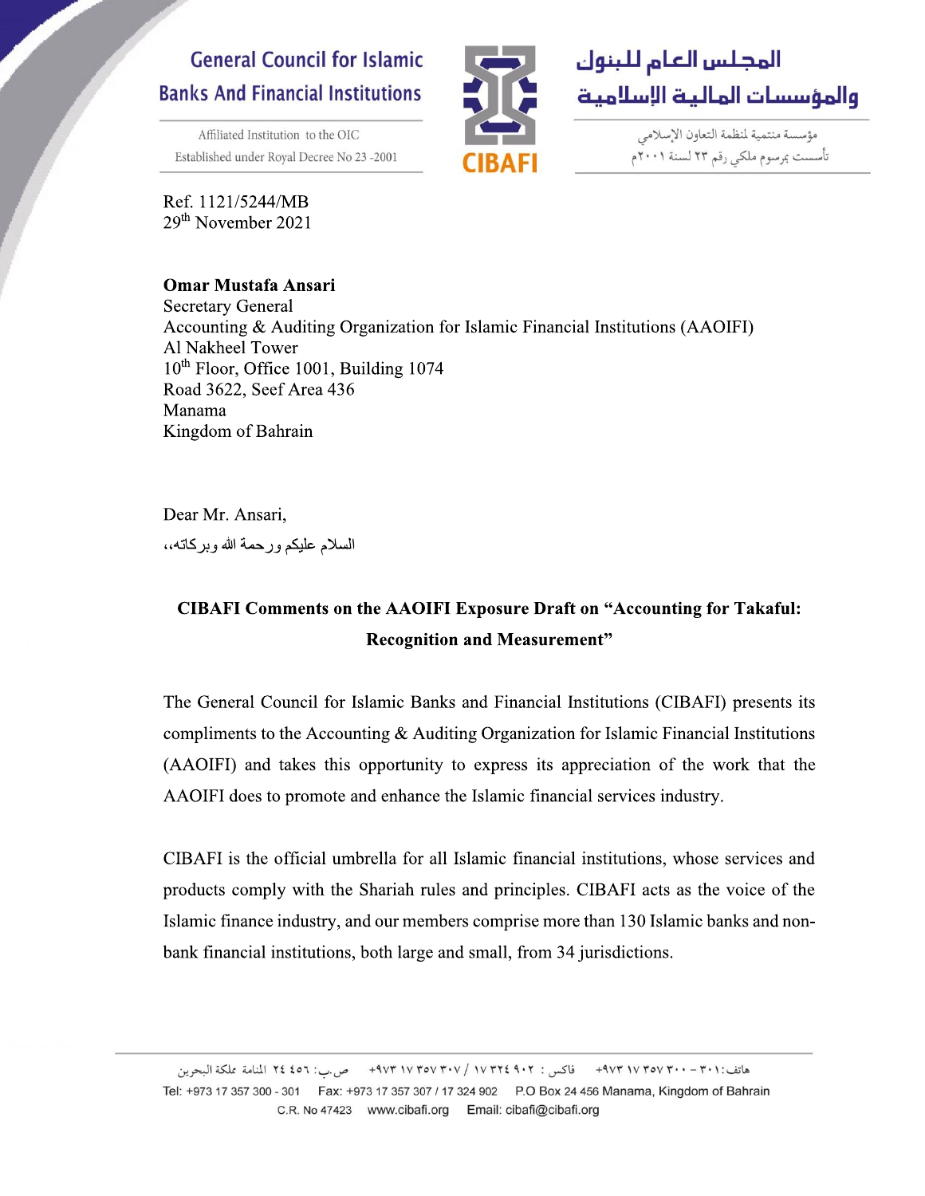General Council for Islamic Banks And Financial Institutions

Affiliated Institution to the OIC
Established under Royal Decree No 23 -2001

المجلس العام للبنوك والمؤسسات المالية الإسلامية

مؤسسة منتمية لمنظمة التعاون الإسلامي
تأسست بمرسوم ملكي رقم ٢٣ لسنة ٢٠٠١م

CIBAFI

Ref. 1121/5244/MB
29th November 2021

**Omar Mustafa Ansari**
Secretary General
Accounting & Auditing Organization for Islamic Financial Institutions (AAOIFI)
Al Nakheel Tower
10th Floor, Office 1001, Building 1074
Road 3622, Seef Area 436
Manama
Kingdom of Bahrain

Dear Mr. Ansari,

السلام عليكم ورحمة الله وبركاته،،

**CIBAFI Comments on the AAOIFI Exposure Draft on "Accounting for Takaful: Recognition and Measurement"**

The General Council for Islamic Banks and Financial Institutions (CIBAFI) presents its compliments to the Accounting & Auditing Organization for Islamic Financial Institutions (AAOIFI) and takes this opportunity to express its appreciation of the work that the AAOIFI does to promote and enhance the Islamic financial services industry.

CIBAFI is the official umbrella for all Islamic financial institutions, whose services and products comply with the Shariah rules and principles. CIBAFI acts as the voice of the Islamic finance industry, and our members comprise more than 130 Islamic banks and non-bank financial institutions, both large and small, from 34 jurisdictions.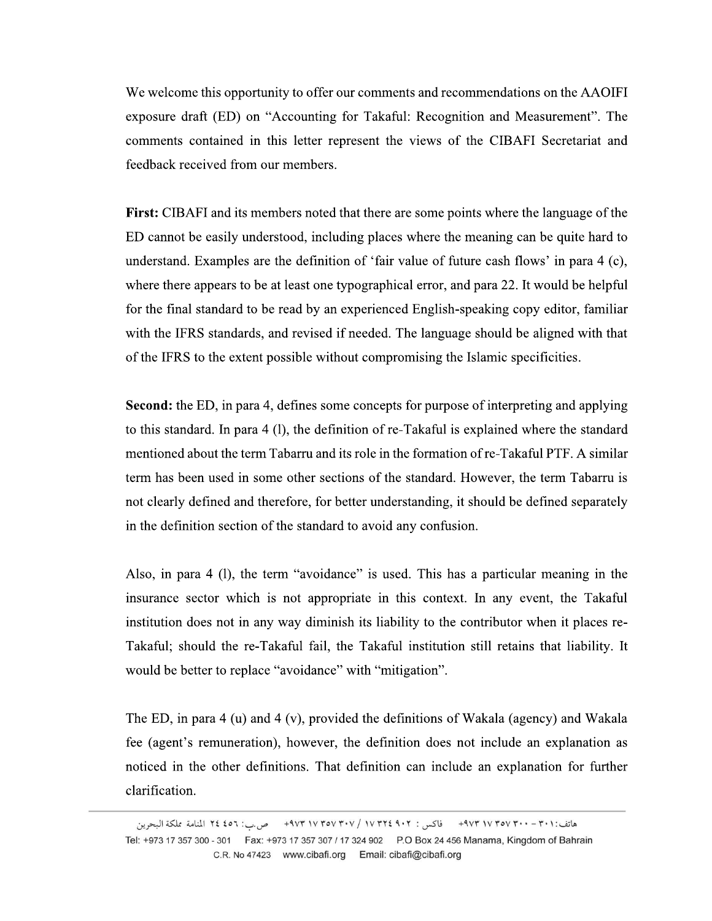We welcome this opportunity to offer our comments and recommendations on the AAOIFI exposure draft (ED) on "Accounting for Takaful: Recognition and Measurement". The comments contained in this letter represent the views of the CIBAFI Secretariat and feedback received from our members.

**First:** CIBAFI and its members noted that there are some points where the language of the ED cannot be easily understood, including places where the meaning can be quite hard to understand. Examples are the definition of 'fair value of future cash flows' in para 4 (c), where there appears to be at least one typographical error, and para 22. It would be helpful for the final standard to be read by an experienced English-speaking copy editor, familiar with the IFRS standards, and revised if needed. The language should be aligned with that of the IFRS to the extent possible without compromising the Islamic specificities.

**Second:** the ED, in para 4, defines some concepts for purpose of interpreting and applying to this standard. In para 4 (l), the definition of re-Takaful is explained where the standard mentioned about the term Tabarru and its role in the formation of re-Takaful PTF. A similar term has been used in some other sections of the standard. However, the term Tabarru is not clearly defined and therefore, for better understanding, it should be defined separately in the definition section of the standard to avoid any confusion.

Also, in para 4 (l), the term "avoidance" is used. This has a particular meaning in the insurance sector which is not appropriate in this context. In any event, the Takaful institution does not in any way diminish its liability to the contributor when it places re-Takaful; should the re-Takaful fail, the Takaful institution still retains that liability. It would be better to replace "avoidance" with "mitigation".

The ED, in para 4 (u) and 4 (v), provided the definitions of Wakala (agency) and Wakala fee (agent's remuneration), however, the definition does not include an explanation as noticed in the other definitions. That definition can include an explanation for further clarification.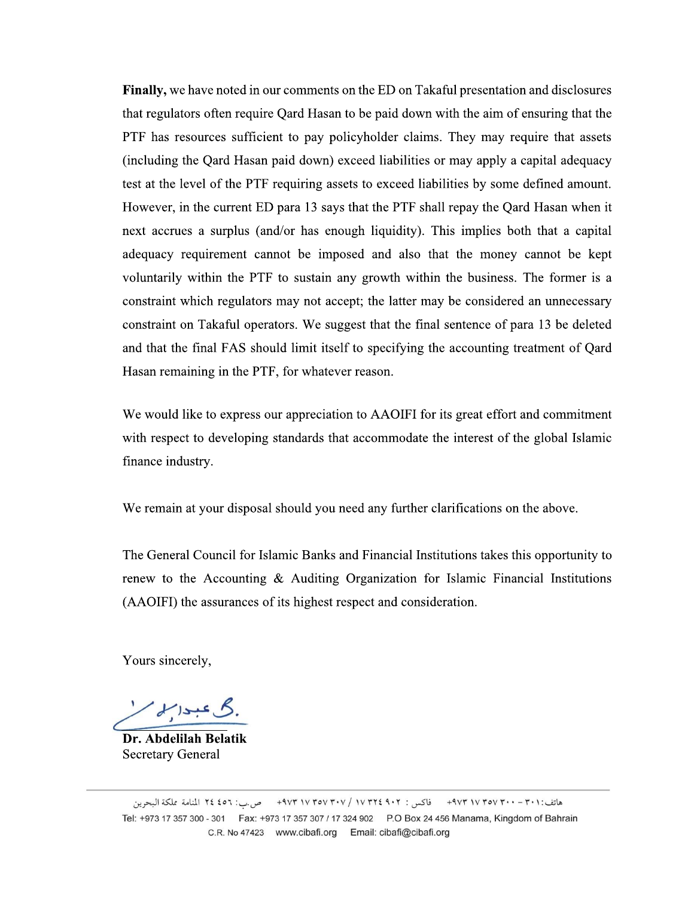**Finally,** we have noted in our comments on the ED on Takaful presentation and disclosures that regulators often require Qard Hasan to be paid down with the aim of ensuring that the PTF has resources sufficient to pay policyholder claims. They may require that assets (including the Qard Hasan paid down) exceed liabilities or may apply a capital adequacy test at the level of the PTF requiring assets to exceed liabilities by some defined amount. However, in the current ED para 13 says that the PTF shall repay the Qard Hasan when it next accrues a surplus (and/or has enough liquidity). This implies both that a capital adequacy requirement cannot be imposed and also that the money cannot be kept voluntarily within the PTF to sustain any growth within the business. The former is a constraint which regulators may not accept; the latter may be considered an unnecessary constraint on Takaful operators. We suggest that the final sentence of para 13 be deleted and that the final FAS should limit itself to specifying the accounting treatment of Qard Hasan remaining in the PTF, for whatever reason.

We would like to express our appreciation to AAOIFI for its great effort and commitment with respect to developing standards that accommodate the interest of the global Islamic finance industry.

We remain at your disposal should you need any further clarifications on the above.

The General Council for Islamic Banks and Financial Institutions takes this opportunity to renew to the Accounting & Auditing Organization for Islamic Financial Institutions (AAOIFI) the assurances of its highest respect and consideration.

Yours sincerely,

**Dr. Abdelilah Belatik**
Secretary General

هاتف: ٣٠١ - ٣٠٠ ٣٥٧ ١٧ ٩٧٣+ فاكس: ٩٠٢ ٣٢٤ ١٧ / ٣٠٧ ٣٥٧ ١٧ ٩٧٣+ ص.ب: ٤٥٦ ٢٤ المنامة مملكة البحرين

Tel: +973 17 357 300 - 301 Fax: +973 17 357 307 / 17 324 902 P.O Box 24 456 Manama, Kingdom of Bahrain

C.R. No 47423 www.cibafi.org Email: cibafi@cibafi.org